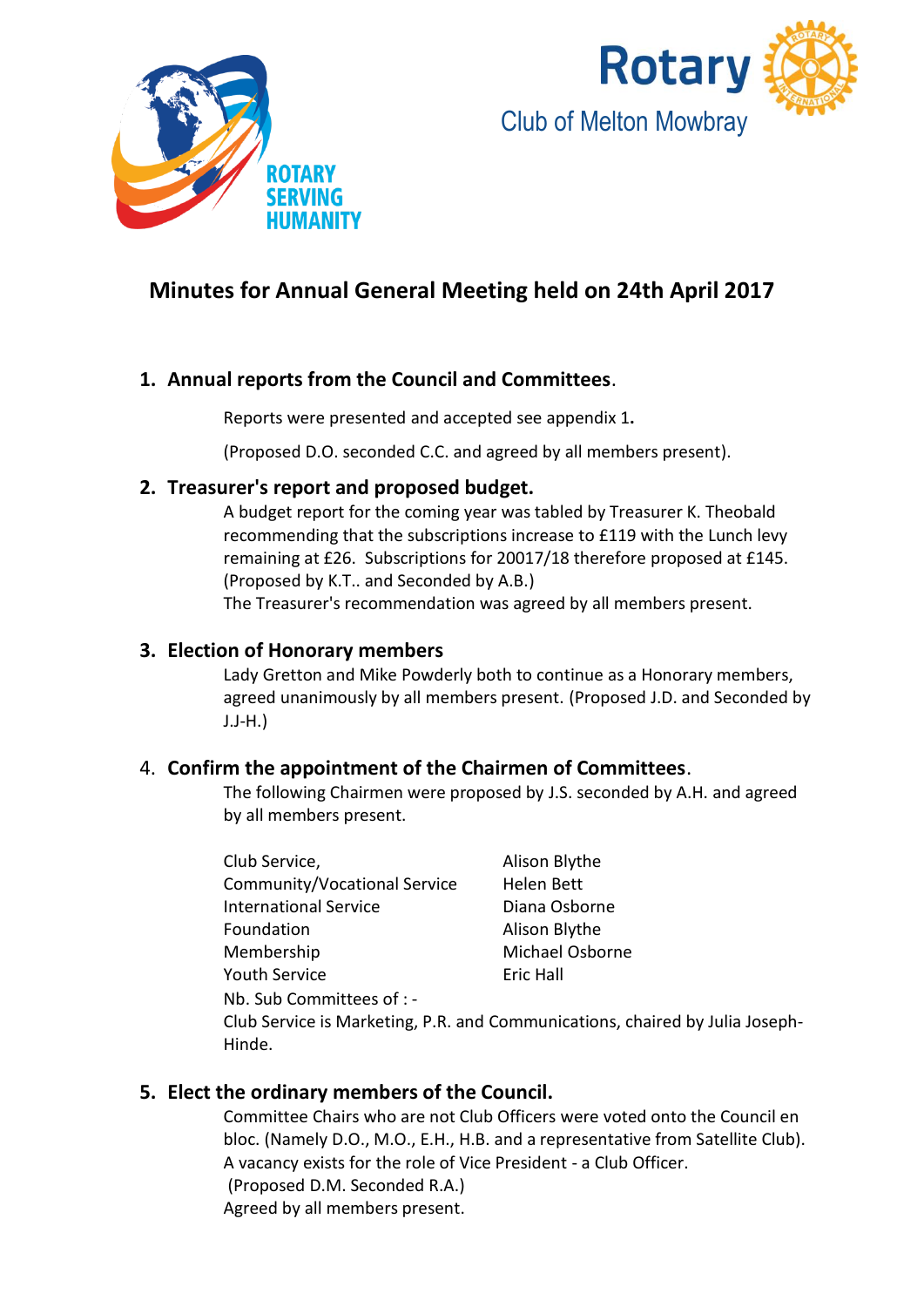ROTARY SERVING HUMANITY

Rotary Club of Melton Mowbray

# Minutes for Annual General Meeting held on 24th April 2017

## 1. Annual reports from the Council and Committees.

Reports were presented and accepted see appendix 1.

(Proposed D.O. seconded C.C. and agreed by all members present).

## 2. Treasurer's report and proposed budget.

A budget report for the coming year was tabled by Treasurer K. Theobald recommending that the subscriptions increase to £119 with the Lunch levy remaining at £26. Subscriptions for 20017/18 therefore proposed at £145. (Proposed by K.T.. and Seconded by A.B.)
The Treasurer's recommendation was agreed by all members present.

## 3. Election of Honorary members

Lady Gretton and Mike Powderly both to continue as a Honorary members, agreed unanimously by all members present. (Proposed J.D. and Seconded by J.J-H.)

## 4. Confirm the appointment of the Chairmen of Committees.

The following Chairmen were proposed by J.S. seconded by A.H. and agreed by all members present.

| | |
|---|---|
| Club Service, | Alison Blythe |
| Community/Vocational Service | Helen Bett |
| International Service | Diana Osborne |
| Foundation | Alison Blythe |
| Membership | Michael Osborne |
| Youth Service | Eric Hall |

Nb. Sub Committees of : -
Club Service is Marketing, P.R. and Communications, chaired by Julia Joseph-Hinde.

## 5. Elect the ordinary members of the Council.

Committee Chairs who are not Club Officers were voted onto the Council en bloc. (Namely D.O., M.O., E.H., H.B. and a representative from Satellite Club).
A vacancy exists for the role of Vice President - a Club Officer.
(Proposed D.M. Seconded R.A.)
Agreed by all members present.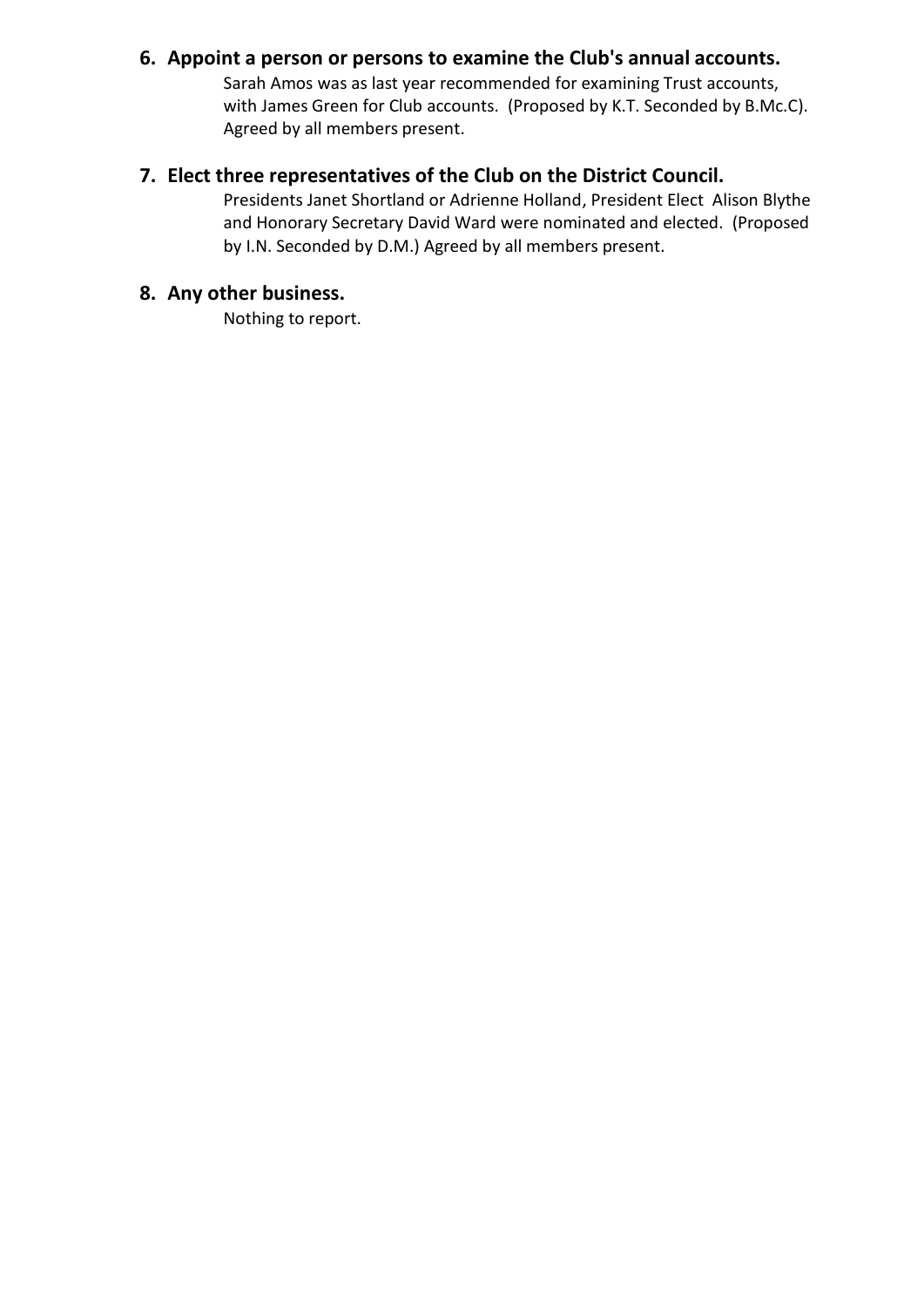6. **Appoint a person or persons to examine the Club's annual accounts.**

   Sarah Amos was as last year recommended for examining Trust accounts, with James Green for Club accounts. (Proposed by K.T. Seconded by B.Mc.C). Agreed by all members present.

7. **Elect three representatives of the Club on the District Council.**

   Presidents Janet Shortland or Adrienne Holland, President Elect Alison Blythe and Honorary Secretary David Ward were nominated and elected. (Proposed by I.N. Seconded by D.M.) Agreed by all members present.

8. **Any other business.**

   Nothing to report.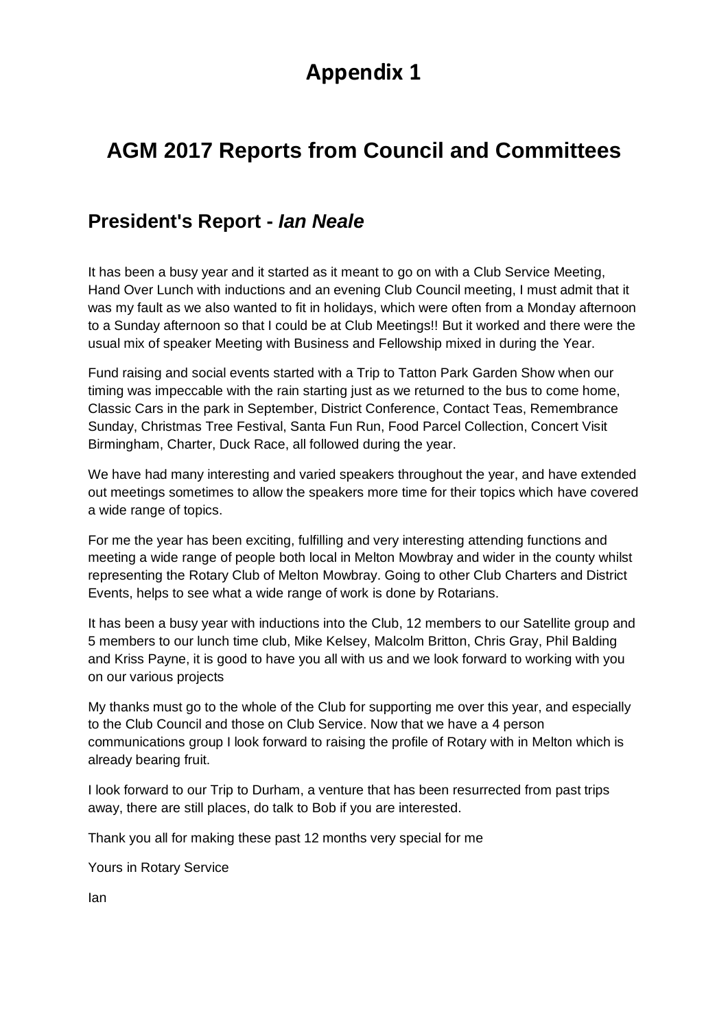# Appendix 1

## AGM 2017 Reports from Council and Committees

### President's Report - *Ian Neale*

It has been a busy year and it started as it meant to go on with a Club Service Meeting, Hand Over Lunch with inductions and an evening Club Council meeting, I must admit that it was my fault as we also wanted to fit in holidays, which were often from a Monday afternoon to a Sunday afternoon so that I could be at Club Meetings!! But it worked and there were the usual mix of speaker Meeting with Business and Fellowship mixed in during the Year.

Fund raising and social events started with a Trip to Tatton Park Garden Show when our timing was impeccable with the rain starting just as we returned to the bus to come home, Classic Cars in the park in September, District Conference, Contact Teas, Remembrance Sunday, Christmas Tree Festival, Santa Fun Run, Food Parcel Collection, Concert Visit Birmingham, Charter, Duck Race, all followed during the year.

We have had many interesting and varied speakers throughout the year, and have extended out meetings sometimes to allow the speakers more time for their topics which have covered a wide range of topics.

For me the year has been exciting, fulfilling and very interesting attending functions and meeting a wide range of people both local in Melton Mowbray and wider in the county whilst representing the Rotary Club of Melton Mowbray. Going to other Club Charters and District Events, helps to see what a wide range of work is done by Rotarians.

It has been a busy year with inductions into the Club, 12 members to our Satellite group and 5 members to our lunch time club, Mike Kelsey, Malcolm Britton, Chris Gray, Phil Balding and Kriss Payne, it is good to have you all with us and we look forward to working with you on our various projects

My thanks must go to the whole of the Club for supporting me over this year, and especially to the Club Council and those on Club Service. Now that we have a 4 person communications group I look forward to raising the profile of Rotary with in Melton which is already bearing fruit.

I look forward to our Trip to Durham, a venture that has been resurrected from past trips away, there are still places, do talk to Bob if you are interested.

Thank you all for making these past 12 months very special for me

Yours in Rotary Service

Ian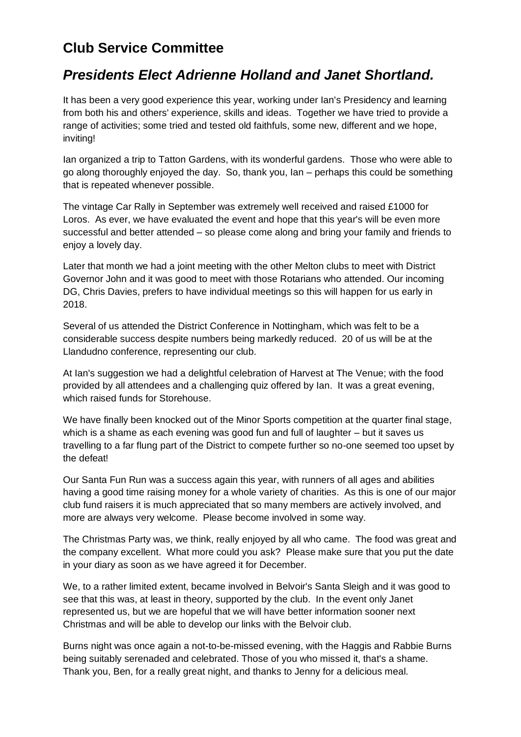## Club Service Committee

## *Presidents Elect Adrienne Holland and Janet Shortland.*

It has been a very good experience this year, working under Ian's Presidency and learning from both his and others' experience, skills and ideas. Together we have tried to provide a range of activities; some tried and tested old faithfuls, some new, different and we hope, inviting!

Ian organized a trip to Tatton Gardens, with its wonderful gardens. Those who were able to go along thoroughly enjoyed the day. So, thank you, Ian – perhaps this could be something that is repeated whenever possible.

The vintage Car Rally in September was extremely well received and raised £1000 for Loros. As ever, we have evaluated the event and hope that this year's will be even more successful and better attended – so please come along and bring your family and friends to enjoy a lovely day.

Later that month we had a joint meeting with the other Melton clubs to meet with District Governor John and it was good to meet with those Rotarians who attended. Our incoming DG, Chris Davies, prefers to have individual meetings so this will happen for us early in 2018.

Several of us attended the District Conference in Nottingham, which was felt to be a considerable success despite numbers being markedly reduced. 20 of us will be at the Llandudno conference, representing our club.

At Ian's suggestion we had a delightful celebration of Harvest at The Venue; with the food provided by all attendees and a challenging quiz offered by Ian. It was a great evening, which raised funds for Storehouse.

We have finally been knocked out of the Minor Sports competition at the quarter final stage, which is a shame as each evening was good fun and full of laughter – but it saves us travelling to a far flung part of the District to compete further so no-one seemed too upset by the defeat!

Our Santa Fun Run was a success again this year, with runners of all ages and abilities having a good time raising money for a whole variety of charities. As this is one of our major club fund raisers it is much appreciated that so many members are actively involved, and more are always very welcome. Please become involved in some way.

The Christmas Party was, we think, really enjoyed by all who came. The food was great and the company excellent. What more could you ask? Please make sure that you put the date in your diary as soon as we have agreed it for December.

We, to a rather limited extent, became involved in Belvoir's Santa Sleigh and it was good to see that this was, at least in theory, supported by the club. In the event only Janet represented us, but we are hopeful that we will have better information sooner next Christmas and will be able to develop our links with the Belvoir club.

Burns night was once again a not-to-be-missed evening, with the Haggis and Rabbie Burns being suitably serenaded and celebrated. Those of you who missed it, that's a shame. Thank you, Ben, for a really great night, and thanks to Jenny for a delicious meal.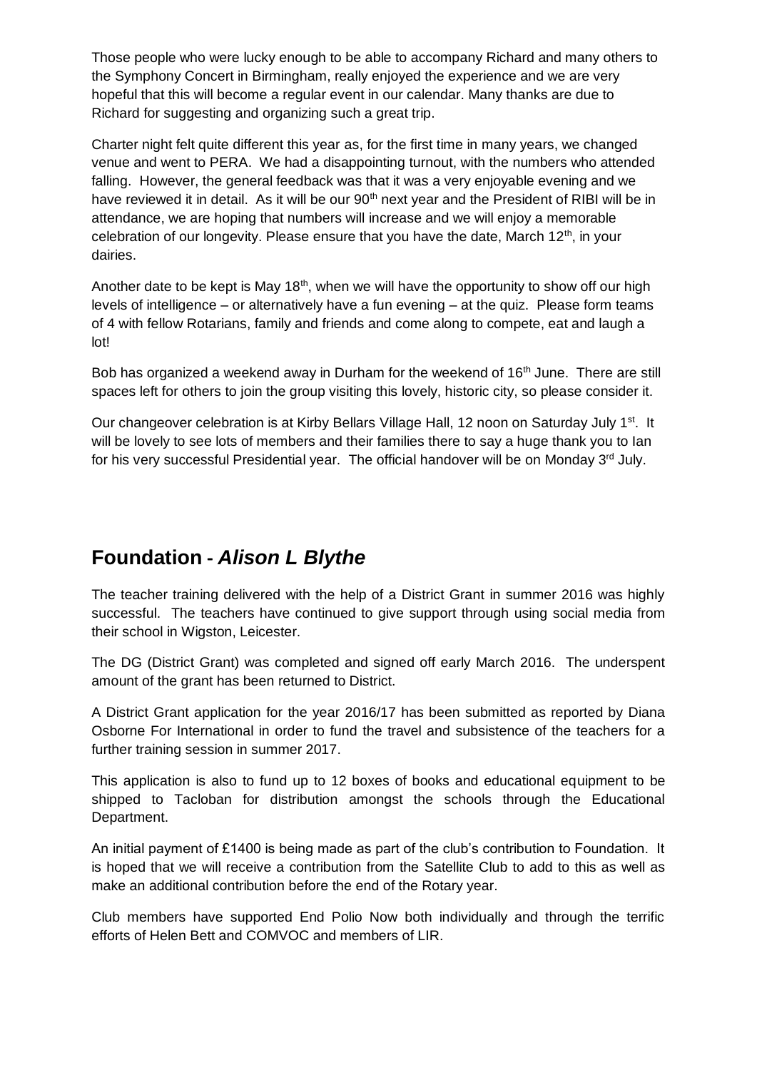Those people who were lucky enough to be able to accompany Richard and many others to the Symphony Concert in Birmingham, really enjoyed the experience and we are very hopeful that this will become a regular event in our calendar. Many thanks are due to Richard for suggesting and organizing such a great trip.

Charter night felt quite different this year as, for the first time in many years, we changed venue and went to PERA. We had a disappointing turnout, with the numbers who attended falling. However, the general feedback was that it was a very enjoyable evening and we have reviewed it in detail. As it will be our 90th next year and the President of RIBI will be in attendance, we are hoping that numbers will increase and we will enjoy a memorable celebration of our longevity. Please ensure that you have the date, March 12th, in your dairies.

Another date to be kept is May 18th, when we will have the opportunity to show off our high levels of intelligence – or alternatively have a fun evening – at the quiz. Please form teams of 4 with fellow Rotarians, family and friends and come along to compete, eat and laugh a lot!

Bob has organized a weekend away in Durham for the weekend of 16th June. There are still spaces left for others to join the group visiting this lovely, historic city, so please consider it.

Our changeover celebration is at Kirby Bellars Village Hall, 12 noon on Saturday July 1st. It will be lovely to see lots of members and their families there to say a huge thank you to Ian for his very successful Presidential year. The official handover will be on Monday 3rd July.

## Foundation - *Alison L Blythe*

The teacher training delivered with the help of a District Grant in summer 2016 was highly successful. The teachers have continued to give support through using social media from their school in Wigston, Leicester.

The DG (District Grant) was completed and signed off early March 2016. The underspent amount of the grant has been returned to District.

A District Grant application for the year 2016/17 has been submitted as reported by Diana Osborne For International in order to fund the travel and subsistence of the teachers for a further training session in summer 2017.

This application is also to fund up to 12 boxes of books and educational equipment to be shipped to Tacloban for distribution amongst the schools through the Educational Department.

An initial payment of £1400 is being made as part of the club's contribution to Foundation. It is hoped that we will receive a contribution from the Satellite Club to add to this as well as make an additional contribution before the end of the Rotary year.

Club members have supported End Polio Now both individually and through the terrific efforts of Helen Bett and COMVOC and members of LIR.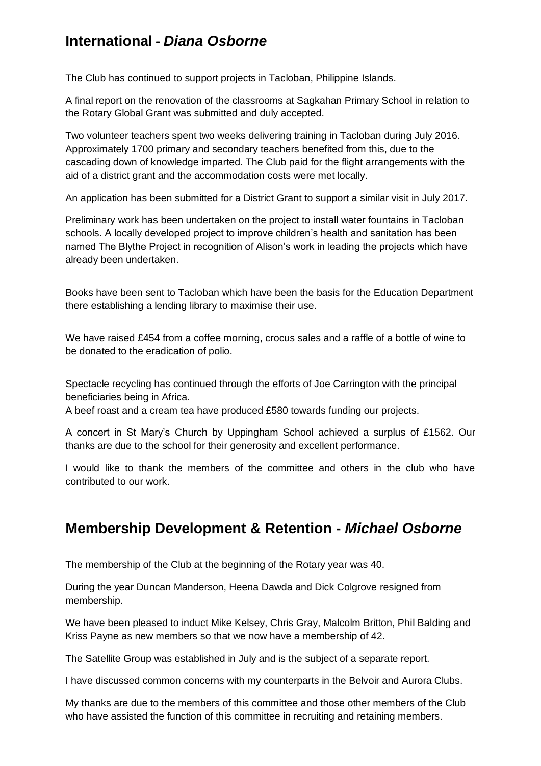## International - *Diana Osborne*

The Club has continued to support projects in Tacloban, Philippine Islands.

A final report on the renovation of the classrooms at Sagkahan Primary School in relation to the Rotary Global Grant was submitted and duly accepted.

Two volunteer teachers spent two weeks delivering training in Tacloban during July 2016. Approximately 1700 primary and secondary teachers benefited from this, due to the cascading down of knowledge imparted. The Club paid for the flight arrangements with the aid of a district grant and the accommodation costs were met locally.

An application has been submitted for a District Grant to support a similar visit in July 2017.

Preliminary work has been undertaken on the project to install water fountains in Tacloban schools. A locally developed project to improve children's health and sanitation has been named The Blythe Project in recognition of Alison's work in leading the projects which have already been undertaken.

Books have been sent to Tacloban which have been the basis for the Education Department there establishing a lending library to maximise their use.

We have raised £454 from a coffee morning, crocus sales and a raffle of a bottle of wine to be donated to the eradication of polio.

Spectacle recycling has continued through the efforts of Joe Carrington with the principal beneficiaries being in Africa.
A beef roast and a cream tea have produced £580 towards funding our projects.

A concert in St Mary's Church by Uppingham School achieved a surplus of £1562. Our thanks are due to the school for their generosity and excellent performance.

I would like to thank the members of the committee and others in the club who have contributed to our work.

## Membership Development & Retention - *Michael Osborne*

The membership of the Club at the beginning of the Rotary year was 40.

During the year Duncan Manderson, Heena Dawda and Dick Colgrove resigned from membership.

We have been pleased to induct Mike Kelsey, Chris Gray, Malcolm Britton, Phil Balding and Kriss Payne as new members so that we now have a membership of 42.

The Satellite Group was established in July and is the subject of a separate report.

I have discussed common concerns with my counterparts in the Belvoir and Aurora Clubs.

My thanks are due to the members of this committee and those other members of the Club who have assisted the function of this committee in recruiting and retaining members.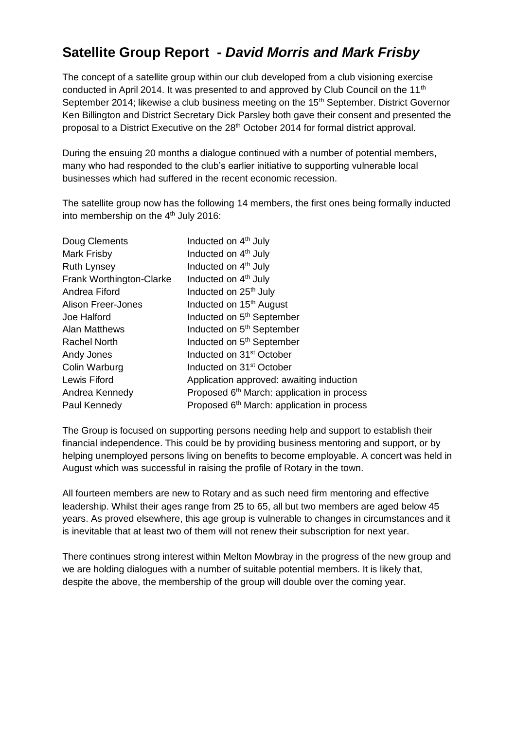## Satellite Group Report - *David Morris and Mark Frisby*

The concept of a satellite group within our club developed from a club visioning exercise conducted in April 2014. It was presented to and approved by Club Council on the 11th September 2014; likewise a club business meeting on the 15th September. District Governor Ken Billington and District Secretary Dick Parsley both gave their consent and presented the proposal to a District Executive on the 28th October 2014 for formal district approval.

During the ensuing 20 months a dialogue continued with a number of potential members, many who had responded to the club's earlier initiative to supporting vulnerable local businesses which had suffered in the recent economic recession.

The satellite group now has the following 14 members, the first ones being formally inducted into membership on the 4th July 2016:

| | |
|---|---|
| Doug Clements | Inducted on 4th July |
| Mark Frisby | Inducted on 4th July |
| Ruth Lynsey | Inducted on 4th July |
| Frank Worthington-Clarke | Inducted on 4th July |
| Andrea Fiford | Inducted on 25th July |
| Alison Freer-Jones | Inducted on 15th August |
| Joe Halford | Inducted on 5th September |
| Alan Matthews | Inducted on 5th September |
| Rachel North | Inducted on 5th September |
| Andy Jones | Inducted on 31st October |
| Colin Warburg | Inducted on 31st October |
| Lewis Fiford | Application approved: awaiting induction |
| Andrea Kennedy | Proposed 6th March: application in process |
| Paul Kennedy | Proposed 6th March: application in process |

The Group is focused on supporting persons needing help and support to establish their financial independence. This could be by providing business mentoring and support, or by helping unemployed persons living on benefits to become employable. A concert was held in August which was successful in raising the profile of Rotary in the town.

All fourteen members are new to Rotary and as such need firm mentoring and effective leadership. Whilst their ages range from 25 to 65, all but two members are aged below 45 years. As proved elsewhere, this age group is vulnerable to changes in circumstances and it is inevitable that at least two of them will not renew their subscription for next year.

There continues strong interest within Melton Mowbray in the progress of the new group and we are holding dialogues with a number of suitable potential members. It is likely that, despite the above, the membership of the group will double over the coming year.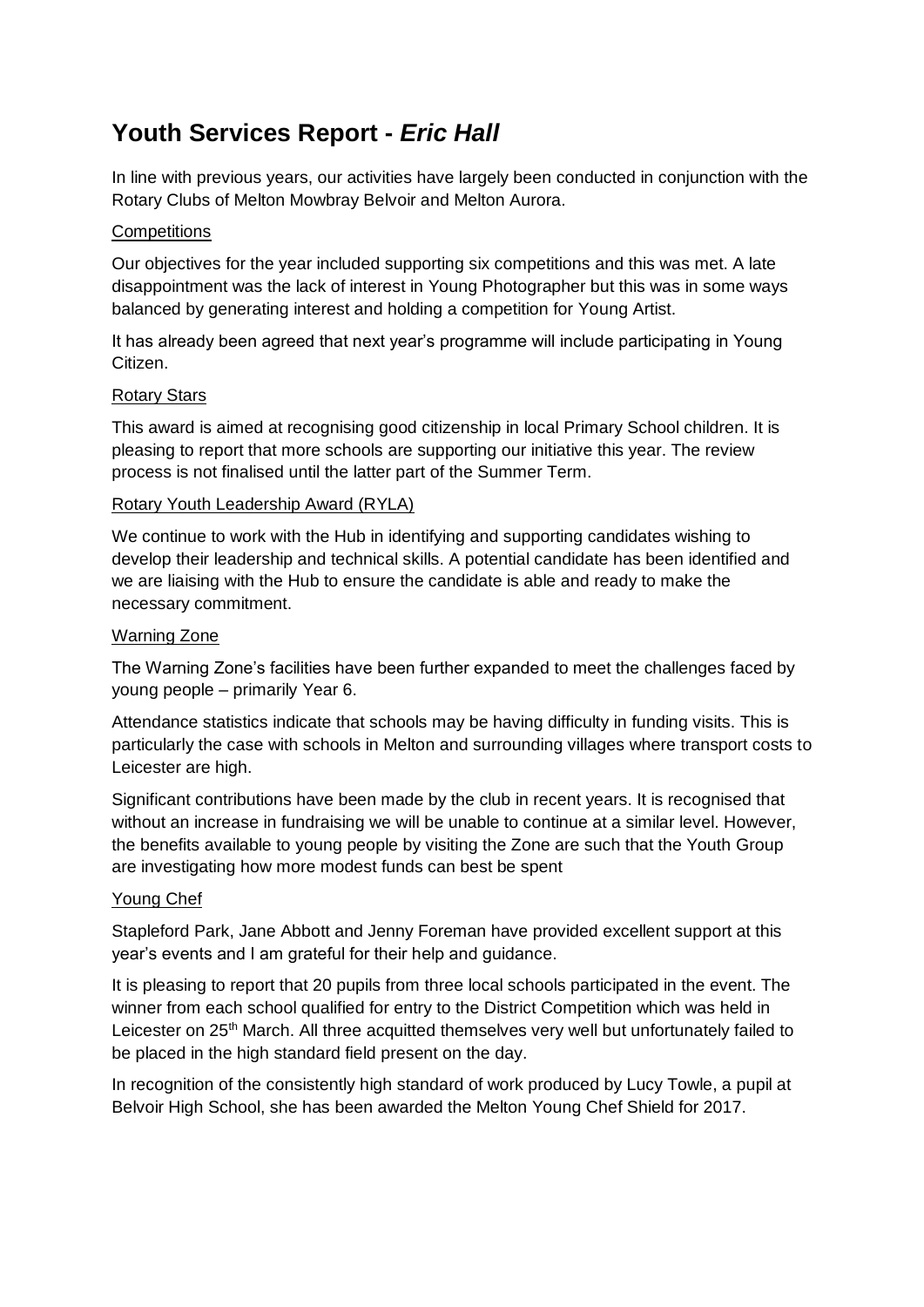# Youth Services Report - *Eric Hall*

In line with previous years, our activities have largely been conducted in conjunction with the Rotary Clubs of Melton Mowbray Belvoir and Melton Aurora.

## Competitions

Our objectives for the year included supporting six competitions and this was met. A late disappointment was the lack of interest in Young Photographer but this was in some ways balanced by generating interest and holding a competition for Young Artist.

It has already been agreed that next year's programme will include participating in Young Citizen.

## Rotary Stars

This award is aimed at recognising good citizenship in local Primary School children. It is pleasing to report that more schools are supporting our initiative this year. The review process is not finalised until the latter part of the Summer Term.

## Rotary Youth Leadership Award (RYLA)

We continue to work with the Hub in identifying and supporting candidates wishing to develop their leadership and technical skills. A potential candidate has been identified and we are liaising with the Hub to ensure the candidate is able and ready to make the necessary commitment.

## Warning Zone

The Warning Zone's facilities have been further expanded to meet the challenges faced by young people – primarily Year 6.

Attendance statistics indicate that schools may be having difficulty in funding visits. This is particularly the case with schools in Melton and surrounding villages where transport costs to Leicester are high.

Significant contributions have been made by the club in recent years. It is recognised that without an increase in fundraising we will be unable to continue at a similar level. However, the benefits available to young people by visiting the Zone are such that the Youth Group are investigating how more modest funds can best be spent

## Young Chef

Stapleford Park, Jane Abbott and Jenny Foreman have provided excellent support at this year's events and I am grateful for their help and guidance.

It is pleasing to report that 20 pupils from three local schools participated in the event. The winner from each school qualified for entry to the District Competition which was held in Leicester on 25th March. All three acquitted themselves very well but unfortunately failed to be placed in the high standard field present on the day.

In recognition of the consistently high standard of work produced by Lucy Towle, a pupil at Belvoir High School, she has been awarded the Melton Young Chef Shield for 2017.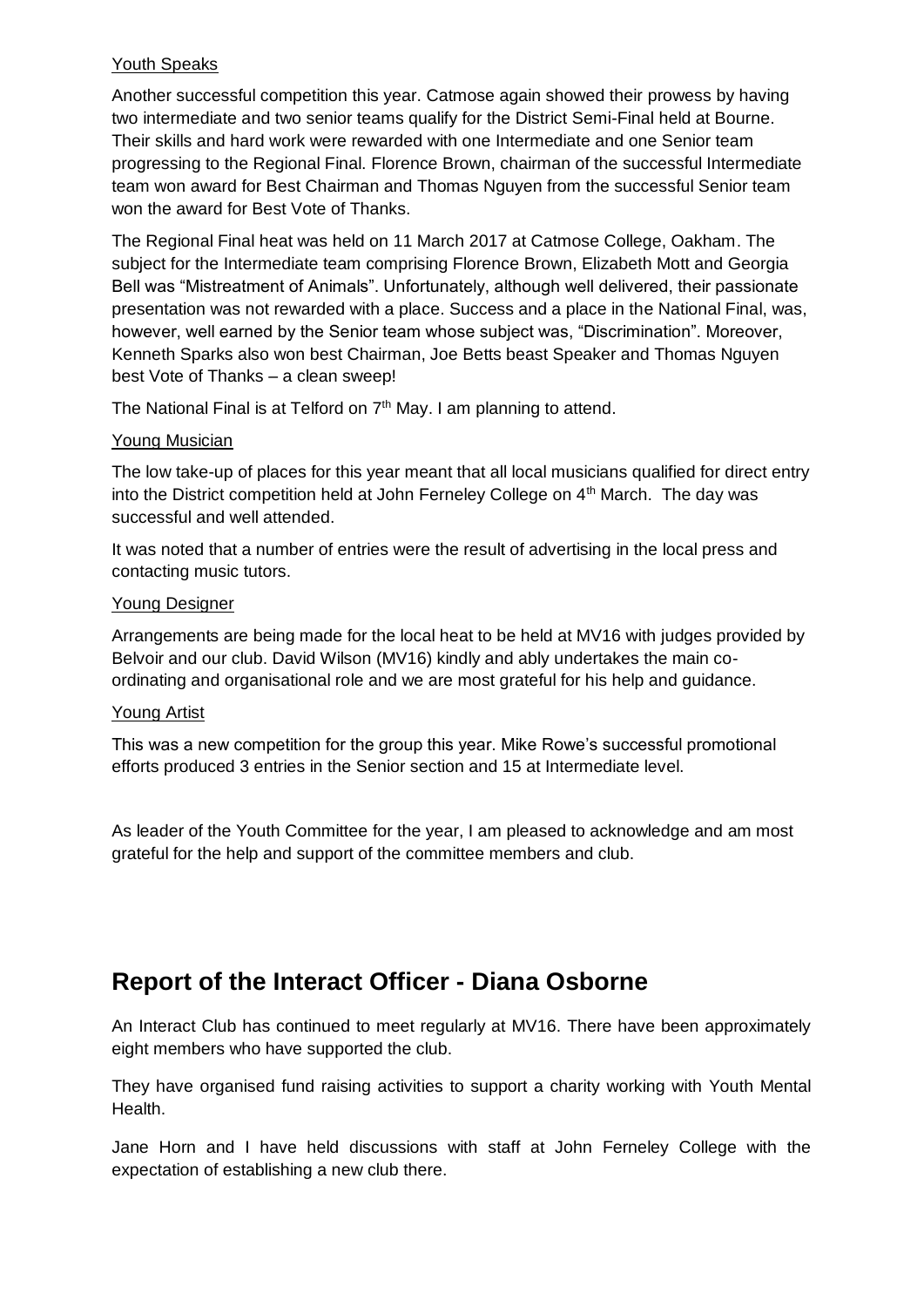Youth Speaks

Another successful competition this year. Catmose again showed their prowess by having two intermediate and two senior teams qualify for the District Semi-Final held at Bourne. Their skills and hard work were rewarded with one Intermediate and one Senior team progressing to the Regional Final. Florence Brown, chairman of the successful Intermediate team won award for Best Chairman and Thomas Nguyen from the successful Senior team won the award for Best Vote of Thanks.

The Regional Final heat was held on 11 March 2017 at Catmose College, Oakham. The subject for the Intermediate team comprising Florence Brown, Elizabeth Mott and Georgia Bell was "Mistreatment of Animals". Unfortunately, although well delivered, their passionate presentation was not rewarded with a place. Success and a place in the National Final, was, however, well earned by the Senior team whose subject was, "Discrimination". Moreover, Kenneth Sparks also won best Chairman, Joe Betts beast Speaker and Thomas Nguyen best Vote of Thanks – a clean sweep!

The National Final is at Telford on 7th May. I am planning to attend.

Young Musician

The low take-up of places for this year meant that all local musicians qualified for direct entry into the District competition held at John Ferneley College on 4th March. The day was successful and well attended.

It was noted that a number of entries were the result of advertising in the local press and contacting music tutors.

Young Designer

Arrangements are being made for the local heat to be held at MV16 with judges provided by Belvoir and our club. David Wilson (MV16) kindly and ably undertakes the main co-ordinating and organisational role and we are most grateful for his help and guidance.

Young Artist

This was a new competition for the group this year. Mike Rowe's successful promotional efforts produced 3 entries in the Senior section and 15 at Intermediate level.

As leader of the Youth Committee for the year, I am pleased to acknowledge and am most grateful for the help and support of the committee members and club.

## Report of the Interact Officer - Diana Osborne

An Interact Club has continued to meet regularly at MV16. There have been approximately eight members who have supported the club.

They have organised fund raising activities to support a charity working with Youth Mental Health.

Jane Horn and I have held discussions with staff at John Ferneley College with the expectation of establishing a new club there.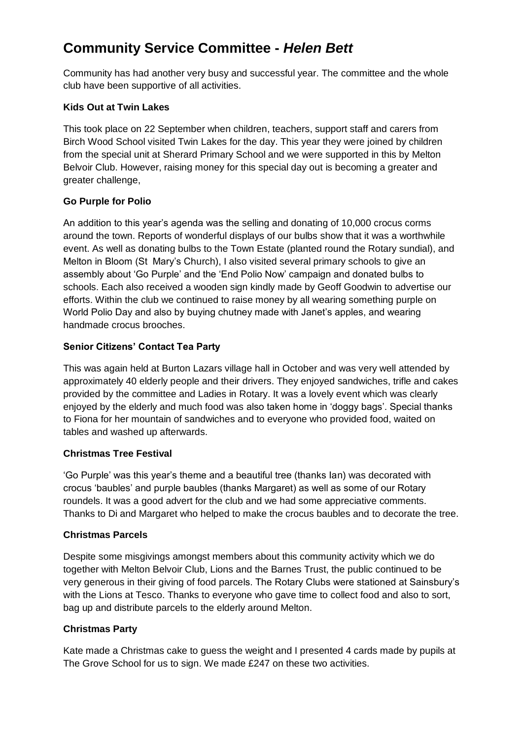# Community Service Committee - *Helen Bett*

Community has had another very busy and successful year. The committee and the whole club have been supportive of all activities.

### Kids Out at Twin Lakes

This took place on 22 September when children, teachers, support staff and carers from Birch Wood School visited Twin Lakes for the day. This year they were joined by children from the special unit at Sherard Primary School and we were supported in this by Melton Belvoir Club. However, raising money for this special day out is becoming a greater and greater challenge,

### Go Purple for Polio

An addition to this year's agenda was the selling and donating of 10,000 crocus corms around the town. Reports of wonderful displays of our bulbs show that it was a worthwhile event. As well as donating bulbs to the Town Estate (planted round the Rotary sundial), and Melton in Bloom (St Mary's Church), I also visited several primary schools to give an assembly about 'Go Purple' and the 'End Polio Now' campaign and donated bulbs to schools. Each also received a wooden sign kindly made by Geoff Goodwin to advertise our efforts. Within the club we continued to raise money by all wearing something purple on World Polio Day and also by buying chutney made with Janet's apples, and wearing handmade crocus brooches.

### Senior Citizens' Contact Tea Party

This was again held at Burton Lazars village hall in October and was very well attended by approximately 40 elderly people and their drivers. They enjoyed sandwiches, trifle and cakes provided by the committee and Ladies in Rotary. It was a lovely event which was clearly enjoyed by the elderly and much food was also taken home in 'doggy bags'. Special thanks to Fiona for her mountain of sandwiches and to everyone who provided food, waited on tables and washed up afterwards.

### Christmas Tree Festival

'Go Purple' was this year's theme and a beautiful tree (thanks Ian) was decorated with crocus 'baubles' and purple baubles (thanks Margaret) as well as some of our Rotary roundels. It was a good advert for the club and we had some appreciative comments. Thanks to Di and Margaret who helped to make the crocus baubles and to decorate the tree.

### Christmas Parcels

Despite some misgivings amongst members about this community activity which we do together with Melton Belvoir Club, Lions and the Barnes Trust, the public continued to be very generous in their giving of food parcels. The Rotary Clubs were stationed at Sainsbury's with the Lions at Tesco. Thanks to everyone who gave time to collect food and also to sort, bag up and distribute parcels to the elderly around Melton.

### Christmas Party

Kate made a Christmas cake to guess the weight and I presented 4 cards made by pupils at The Grove School for us to sign. We made £247 on these two activities.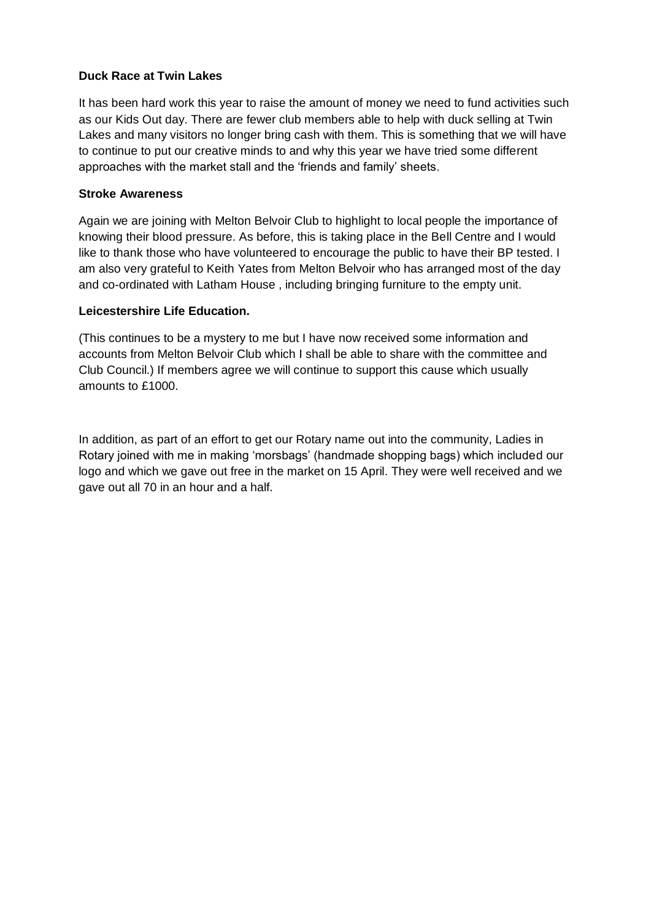**Duck Race at Twin Lakes**

It has been hard work this year to raise the amount of money we need to fund activities such as our Kids Out day. There are fewer club members able to help with duck selling at Twin Lakes and many visitors no longer bring cash with them. This is something that we will have to continue to put our creative minds to and why this year we have tried some different approaches with the market stall and the 'friends and family' sheets.

**Stroke Awareness**

Again we are joining with Melton Belvoir Club to highlight to local people the importance of knowing their blood pressure. As before, this is taking place in the Bell Centre and I would like to thank those who have volunteered to encourage the public to have their BP tested. I am also very grateful to Keith Yates from Melton Belvoir who has arranged most of the day and co-ordinated with Latham House , including bringing furniture to the empty unit.

**Leicestershire Life Education.**

(This continues to be a mystery to me but I have now received some information and accounts from Melton Belvoir Club which I shall be able to share with the committee and Club Council.) If members agree we will continue to support this cause which usually amounts to £1000.

In addition, as part of an effort to get our Rotary name out into the community, Ladies in Rotary joined with me in making 'morsbags' (handmade shopping bags) which included our logo and which we gave out free in the market on 15 April. They were well received and we gave out all 70 in an hour and a half.